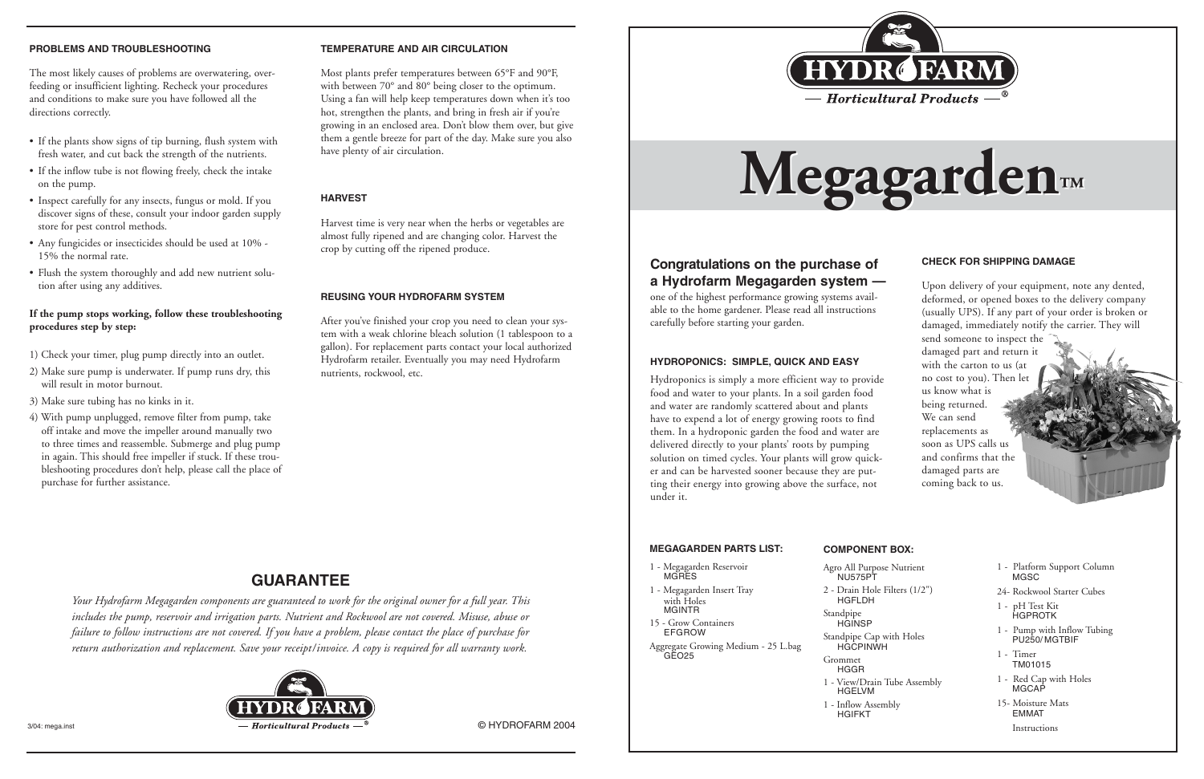## PROBLEMS AND TROUBLESHOOTING

The most likely causes of problems are overwatering, overfeeding or insufficient lighting. Recheck your procedures and conditions to make sure you have followed all the directions correctly.

- If the plants show signs of tip burning, flush system with fresh water, and cut back the strength of the nutrients.
- If the inflow tube is not flowing freely, check the intake on the pump.
- Inspect carefully for any insects, fungus or mold. If you discover signs of these, consult your indoor garden supply store for pest control methods.
- Any fungicides or insecticides should be used at 10% - 15% the normal rate.
- Flush the system thoroughly and add new nutrient solution after using any additives.

**If the pump stops working, follow these troubleshooting procedures step by step:**

1) Check your timer, plug pump directly into an outlet.
2) Make sure pump is underwater. If pump runs dry, this will result in motor burnout.
3) Make sure tubing has no kinks in it.
4) With pump unplugged, remove filter from pump, take off intake and move the impeller around manually two to three times and reassemble. Submerge and plug pump in again. This should free impeller if stuck. If these troubleshooting procedures don't help, please call the place of purchase for further assistance.

## TEMPERATURE AND AIR CIRCULATION

Most plants prefer temperatures between 65°F and 90°F, with between 70° and 80° being closer to the optimum. Using a fan will help keep temperatures down when it's too hot, strengthen the plants, and bring in fresh air if you're growing in an enclosed area. Don't blow them over, but give them a gentle breeze for part of the day. Make sure you also have plenty of air circulation.

## HARVEST

Harvest time is very near when the herbs or vegetables are almost fully ripened and are changing color. Harvest the crop by cutting off the ripened produce.

## REUSING YOUR HYDROFARM SYSTEM

After you've finished your crop you need to clean your system with a weak chlorine bleach solution (1 tablespoon to a gallon). For replacement parts contact your local authorized Hydrofarm retailer. Eventually you may need Hydrofarm nutrients, rockwool, etc.

## GUARANTEE

*Your Hydrofarm Megagarden components are guaranteed to work for the original owner for a full year. This includes the pump, reservoir and irrigation parts. Nutrient and Rockwool are not covered. Misuse, abuse or failure to follow instructions are not covered. If you have a problem, please contact the place of purchase for return authorization and replacement. Save your receipt/invoice. A copy is required for all warranty work.*

HYDROFARM — Horticultural Products ®

3/04: mega.inst

© HYDROFARM 2004

HYDROFARM — Horticultural Products ®

# Megagarden™

## Congratulations on the purchase of a Hydrofarm Megagarden system —

one of the highest performance growing systems available to the home gardener. Please read all instructions carefully before starting your garden.

## HYDROPONICS: SIMPLE, QUICK AND EASY

Hydroponics is simply a more efficient way to provide food and water to your plants. In a soil garden food and water are randomly scattered about and plants have to expend a lot of energy growing roots to find them. In a hydroponic garden the food and water are delivered directly to your plants' roots by pumping solution on timed cycles. Your plants will grow quicker and can be harvested sooner because they are putting their energy into growing above the surface, not under it.

## CHECK FOR SHIPPING DAMAGE

Upon delivery of your equipment, note any dented, deformed, or opened boxes to the delivery company (usually UPS). If any part of your order is broken or damaged, immediately notify the carrier. They will send someone to inspect the damaged part and return it with the carton to us (at no cost to you). Then let us know what is being returned. We can send replacements as soon as UPS calls us and confirms that the damaged parts are coming back to us.

## MEGAGARDEN PARTS LIST:

- 1 - Megagarden Reservoir MGRES
- 1 - Megagarden Insert Tray with Holes MGINTR
- 15 - Grow Containers EFGROW
- Aggregate Growing Medium - 25 L.bag GEO25

## COMPONENT BOX:

- Agro All Purpose Nutrient NU575PT
- 2 - Drain Hole Filters (1/2") HGFLDH
- Standpipe HGINSP
- Standpipe Cap with Holes HGCPINWH
- Grommet HGGR
- 1 - View/Drain Tube Assembly HGELVM
- 1 - Inflow Assembly HGIFKT
- 1 - Platform Support Column MGSC
- 24- Rockwool Starter Cubes
- 1 - pH Test Kit HGPROTK
- 1 - Pump with Inflow Tubing PU250/ MGTBIF
- 1 - Timer TM01015
- 1 - Red Cap with Holes MGCAP
- 15- Moisture Mats EMMAT
- Instructions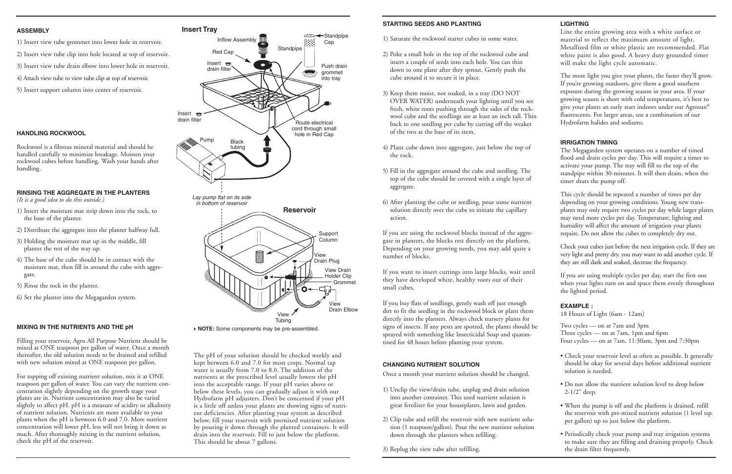## ASSEMBLY

1) Insert view tube grommet into lower hole in reservoir.

2) Insert view tube clip into hole located at top of reservoir.

3) Insert view tube drain elbow into lower hole in reservoir.

4) Attach view tube to view tube clip at top of reservoir.

5) Insert support column into center of reservoir.

## HANDLING ROCKWOOL

Rockwool is a fibrous mineral material and should be handled carefully to minimize breakage. Moisten your rockwool cubes before handling. Wash your hands after handling.

## RINSING THE AGGREGATE IN THE PLANTERS

*(It is a good idea to do this outside.)*

1) Insert the moisture mat strip down into the rock, to the base of the planter.

2) Distribute the aggregate into the planter halfway full.

3) Holding the moisture mat up in the middle, fill planter the rest of the way up.

4) The base of the cube should be in contact with the moisture mat, then fill in around the cube with aggregate.

5) Rinse the rock in the planter.

6) Set the planter into the Megagarden system.

## MIXING IN THE NUTRIENTS AND THE pH

Filling your reservoir, Agro All Purpose Nutrient should be mixed at ONE teaspoon per gallon of water. Once a month thereafter, the old solution needs to be drained and refilled with new solution mixed at ONE teaspoon per gallon.

For topping off existing nutrient solution, mix it at ONE teaspoon per gallon of water. You can vary the nutrient concentration slightly depending on the growth stage your plants are in. Nutrient concentration may also be varied slightly to affect pH. pH is a measure of acidity or alkalinity of nutrient solution. Nutrients are more available to your plants when the pH is between 6.0 and 7.0. More nutrient concentration will lower pH, less will not bring it down as much. After thoroughly mixing in the nutrient solution, check the pH of the reservoir.

Insert Tray

Inflow Assembly
Standpipe
Standpipe Cap
Red Cap
Insert drain filter
Push drain grommet into tray
Insert drain filter
Route electrical cord through small hole in Red Cap
Pump
Black tubing
Lay pump flat on its side in bottom of reservoir

Reservoir

Support Column
View Drain Plug
View Drain Holder Clip
Grommet
View Drain Elbow
View Tubing

▸ **NOTE:** Some components may be pre-assembled.

The pH of your solution should be checked weekly and kept between 6.0 and 7.0 for most crops. Normal tap water is usually from 7.0 to 8.0. The addition of the nutrients at the prescribed level usually lowers the pH into the acceptable range. If your pH varies above or below these levels, you can gradually adjust it with our Hydrofarm pH adjusters. Don't be concerned if your pH is a little off unless your plants are showing signs of nutrient deficiencies. After planting your system as described below, fill your reservoir with premixed nutrient solution by pouring it down through the planted containers. It will drain into the reservoir. Fill to just below the platform. This should be about 7 gallons.

## STARTING SEEDS AND PLANTING

1) Saturate the rockwool starter cubes in some water.

2) Poke a small hole in the top of the rockwool cube and insert a couple of seeds into each hole. You can thin down to one plant after they sprout. Gently push the cube around it to secure it in place.

3) Keep them moist, not soaked, in a tray (DO NOT OVER WATER) underneath your lighting until you see fresh, white roots pushing through the sides of the rockwool cube and the seedlings are at least an inch tall. Thin back to one seedling per cube by cutting off the weaker of the two at the base of its stem.

4) Plant cube down into aggregate, just below the top of the rock.

5) Fill in the aggregate around the cube and seedling. The top of the cube should be covered with a single layer of aggregate.

6) After planting the cube or seedling, pour some nutrient solution directly over the cube to initiate the capillary action.

If you are using the rockwool blocks instead of the aggregate in planters, the blocks rest directly on the platform. Depending on your growing needs, you may add quite a number of blocks.

If you want to insert cuttings into large blocks, wait until they have developed white, healthy roots out of their small cubes.

If you buy flats of seedlings, gently wash off just enough dirt to fit the seedling in the rockwool block or plant them directly into the planters. Always check nursery plants for signs of insects. If any pests are spotted, the plants should be sprayed with something like Insecticidal Soap and quarantined for 48 hours before planting your system.

## CHANGING NUTRIENT SOLUTION

Once a month your nutrient solution should be changed.

1) Unclip the view/drain tube, unplug and drain solution into another container. This used nutrient solution is great fertilizer for your houseplants, lawn and garden.

2) Clip tube and refill the reservoir with new nutrient solution (1 teaspoon/gallon). Pour the new nutrient solution down through the planters when refilling.

3) Replug the view tube after refilling.

## LIGHTING

Line the entire growing area with a white surface or material to reflect the maximum amount of light. Metallized film or white plastic are recommended. Flat white paint is also good. A heavy duty grounded timer will make the light cycle automatic.

The more light you give your plants, the faster they'll grow. If you're growing outdoors, give them a good southern exposure during the growing season in your area. If your growing season is short with cold temperatures, it's best to give your plants an early start indoors under our Agrosun® fluorescents. For larger areas, use a combination of our Hydrofarm halides and sodiums.

## IRRIGATION TIMING

The Megagarden system operates on a number of timed flood and drain cycles per day. This will require a timer to activate your pump. The tray will fill to the top of the standpipe within 30-minutes. It will then drain, when the timer shuts the pump off.

This cycle should be repeated a number of times per day depending on your growing conditions. Young new transplants may only require two cycles per day while larger plants may need more cycles per day. Temperature, lighting and humidity will affect the amount of irrigation your plants require. Do not allow the cubes to completely dry out.

Check your cubes just before the next irrigation cycle. If they are very light and pretty dry, you may want to add another cycle. If they are still dark and soaked, decrease the frequency.

If you are using multiple cycles per day, start the first one when your lights turn on and space them evenly throughout the lighted period.

**EXAMPLE :**

18 Hours of Light (6am - 12am)

Two cycles — on at 7am and 3pm
Three cycles — on at 7am, 1pm and 6pm
Four cycles — on at 7am, 11:30am, 3pm and 7:30pm

- Check your reservoir level as often as possible. It generally should be okay for several days before additional nutrient solution is needed.
- Do not allow the nutrient solution level to drop below 2-1/2" deep.
- When the pump is off and the platform is drained, refill the reservoir with pre-mixed nutrient solution (1 level tsp. per gallon) up to just below the platform.
- Periodically check your pump and tray irrigation systems to make sure they are filling and draining properly. Check the drain filter frequently.